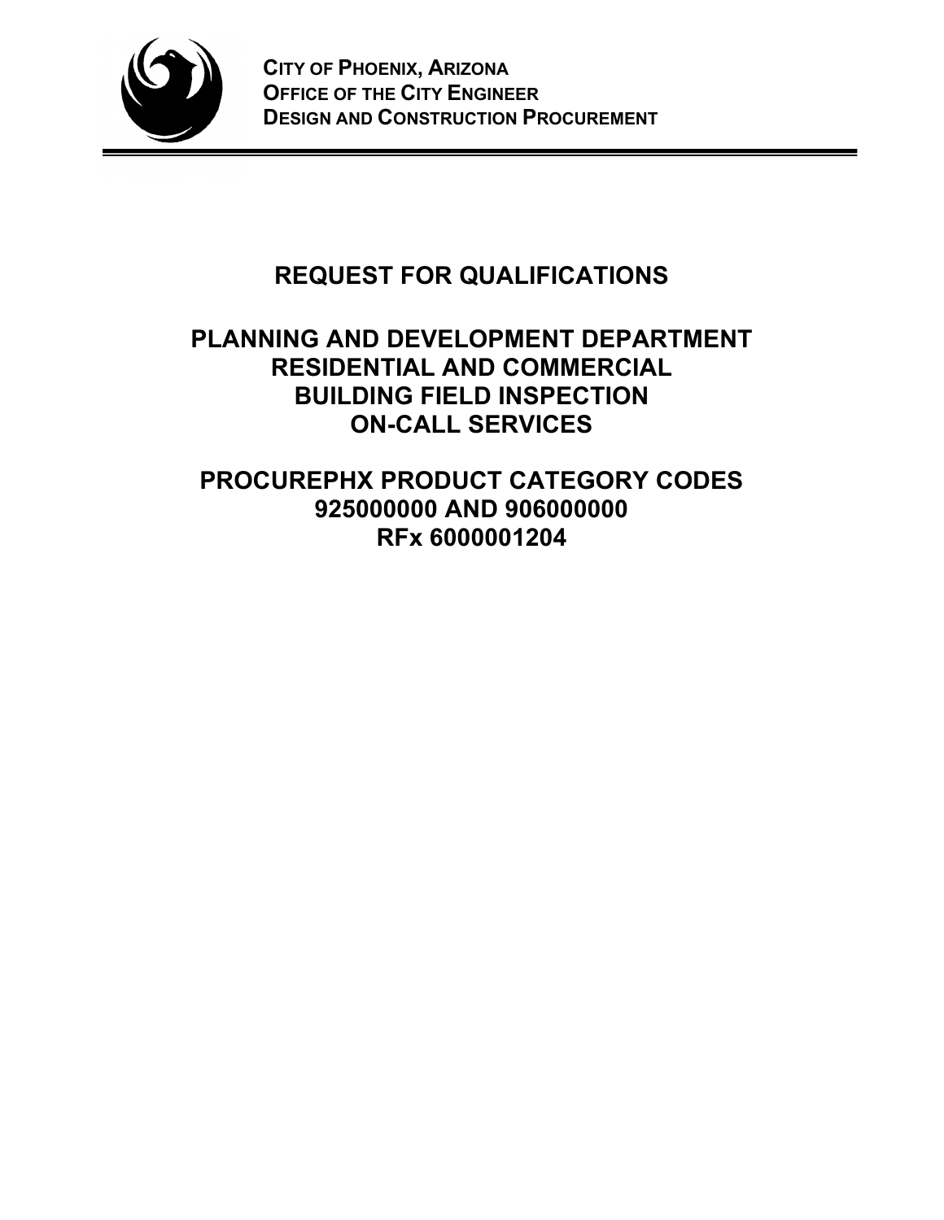**CITY OF PHOENIX, ARIZONA**
**OFFICE OF THE CITY ENGINEER**
**DESIGN AND CONSTRUCTION PROCUREMENT**

# REQUEST FOR QUALIFICATIONS

# PLANNING AND DEVELOPMENT DEPARTMENT RESIDENTIAL AND COMMERCIAL BUILDING FIELD INSPECTION ON-CALL SERVICES

# PROCUREPHX PRODUCT CATEGORY CODES 925000000 AND 906000000 RFx 6000001204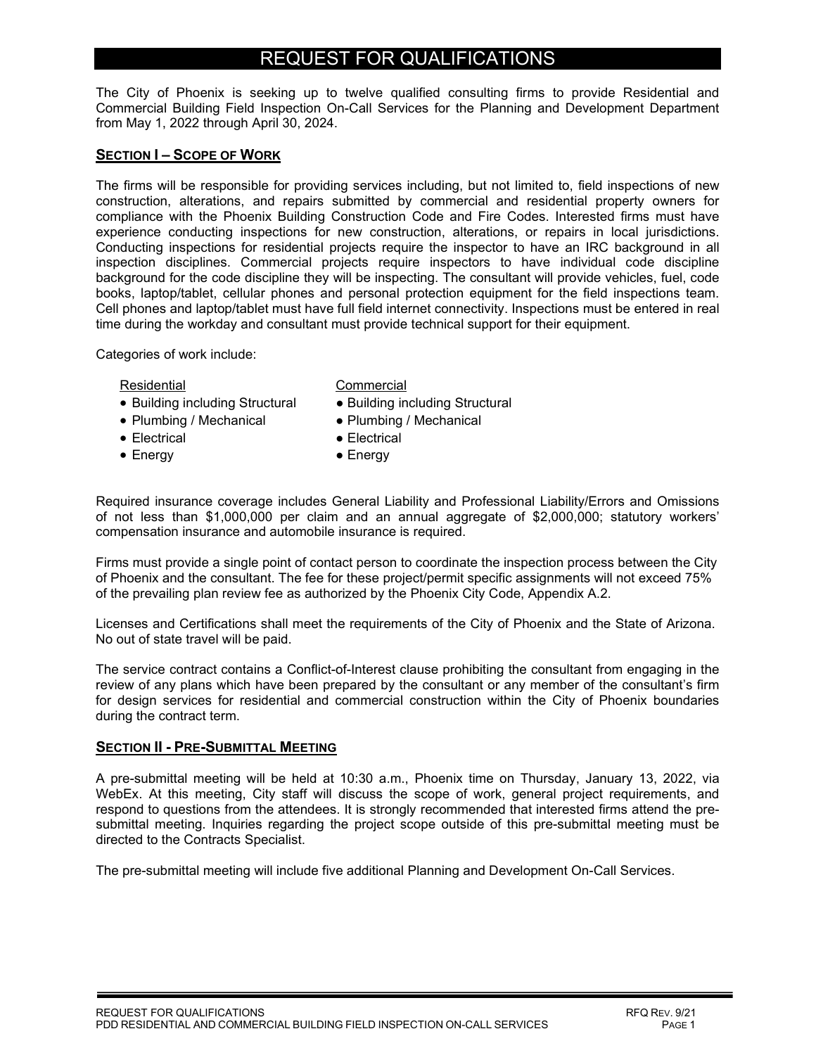# REQUEST FOR QUALIFICATIONS

The City of Phoenix is seeking up to twelve qualified consulting firms to provide Residential and Commercial Building Field Inspection On-Call Services for the Planning and Development Department from May 1, 2022 through April 30, 2024.

## SECTION I – SCOPE OF WORK

The firms will be responsible for providing services including, but not limited to, field inspections of new construction, alterations, and repairs submitted by commercial and residential property owners for compliance with the Phoenix Building Construction Code and Fire Codes. Interested firms must have experience conducting inspections for new construction, alterations, or repairs in local jurisdictions. Conducting inspections for residential projects require the inspector to have an IRC background in all inspection disciplines. Commercial projects require inspectors to have individual code discipline background for the code discipline they will be inspecting. The consultant will provide vehicles, fuel, code books, laptop/tablet, cellular phones and personal protection equipment for the field inspections team. Cell phones and laptop/tablet must have full field internet connectivity. Inspections must be entered in real time during the workday and consultant must provide technical support for their equipment.

Categories of work include:

Residential

- Building including Structural
- Plumbing / Mechanical
- Electrical
- Energy

Commercial

- Building including Structural
- Plumbing / Mechanical
- Electrical
- Energy

Required insurance coverage includes General Liability and Professional Liability/Errors and Omissions of not less than $1,000,000 per claim and an annual aggregate of $2,000,000; statutory workers' compensation insurance and automobile insurance is required.

Firms must provide a single point of contact person to coordinate the inspection process between the City of Phoenix and the consultant. The fee for these project/permit specific assignments will not exceed 75% of the prevailing plan review fee as authorized by the Phoenix City Code, Appendix A.2.

Licenses and Certifications shall meet the requirements of the City of Phoenix and the State of Arizona. No out of state travel will be paid.

The service contract contains a Conflict-of-Interest clause prohibiting the consultant from engaging in the review of any plans which have been prepared by the consultant or any member of the consultant's firm for design services for residential and commercial construction within the City of Phoenix boundaries during the contract term.

## SECTION II - PRE-SUBMITTAL MEETING

A pre-submittal meeting will be held at 10:30 a.m., Phoenix time on Thursday, January 13, 2022, via WebEx. At this meeting, City staff will discuss the scope of work, general project requirements, and respond to questions from the attendees. It is strongly recommended that interested firms attend the pre-submittal meeting. Inquiries regarding the project scope outside of this pre-submittal meeting must be directed to the Contracts Specialist.

The pre-submittal meeting will include five additional Planning and Development On-Call Services.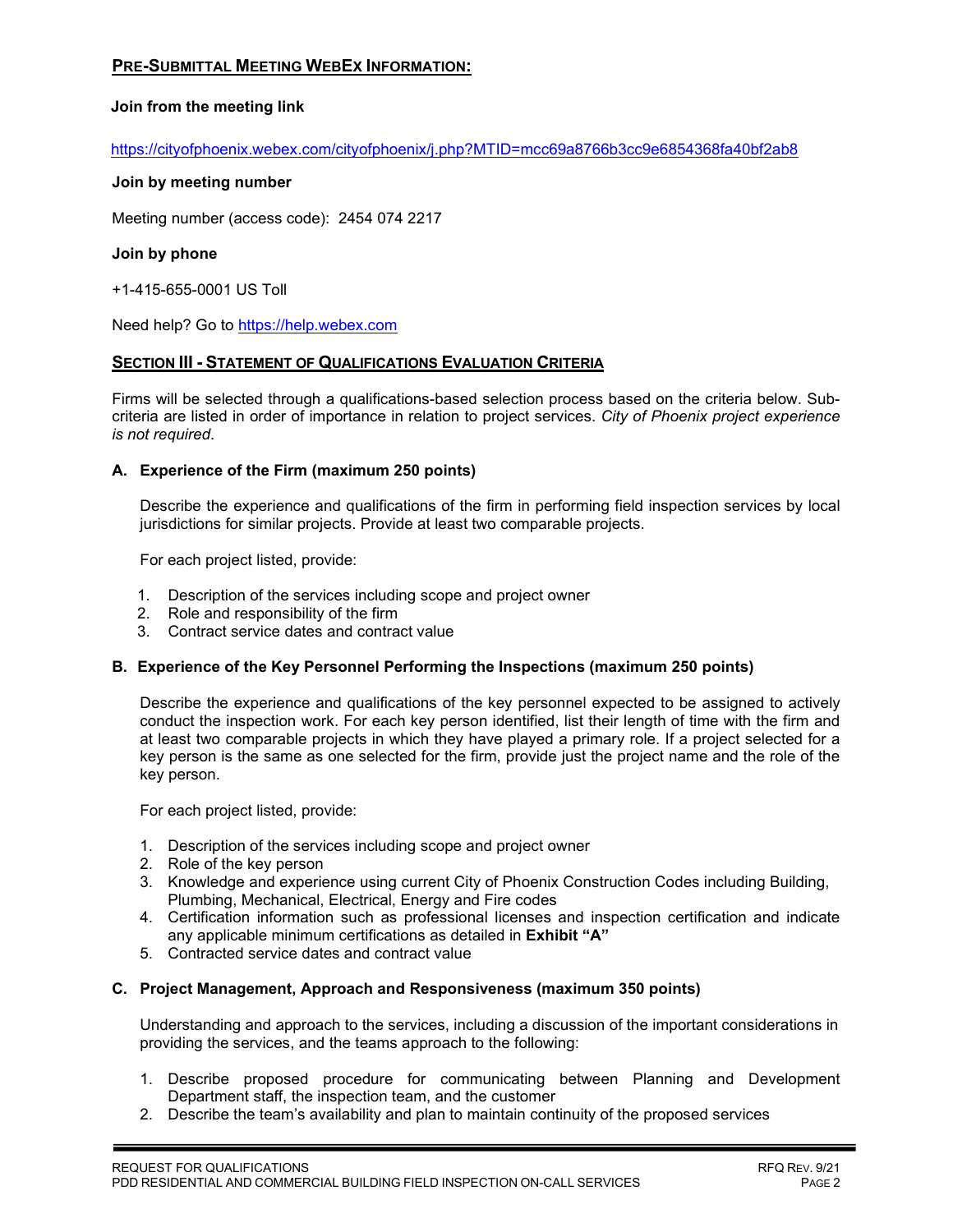## PRE-SUBMITTAL MEETING WEBEX INFORMATION:

**Join from the meeting link**

https://cityofphoenix.webex.com/cityofphoenix/j.php?MTID=mcc69a8766b3cc9e6854368fa40bf2ab8

**Join by meeting number**

Meeting number (access code): 2454 074 2217

**Join by phone**

+1-415-655-0001 US Toll

Need help? Go to https://help.webex.com

## SECTION III - STATEMENT OF QUALIFICATIONS EVALUATION CRITERIA

Firms will be selected through a qualifications-based selection process based on the criteria below. Sub-criteria are listed in order of importance in relation to project services. *City of Phoenix project experience is not required*.

### A. Experience of the Firm (maximum 250 points)

Describe the experience and qualifications of the firm in performing field inspection services by local jurisdictions for similar projects. Provide at least two comparable projects.

For each project listed, provide:

1. Description of the services including scope and project owner
2. Role and responsibility of the firm
3. Contract service dates and contract value

### B. Experience of the Key Personnel Performing the Inspections (maximum 250 points)

Describe the experience and qualifications of the key personnel expected to be assigned to actively conduct the inspection work. For each key person identified, list their length of time with the firm and at least two comparable projects in which they have played a primary role. If a project selected for a key person is the same as one selected for the firm, provide just the project name and the role of the key person.

For each project listed, provide:

1. Description of the services including scope and project owner
2. Role of the key person
3. Knowledge and experience using current City of Phoenix Construction Codes including Building, Plumbing, Mechanical, Electrical, Energy and Fire codes
4. Certification information such as professional licenses and inspection certification and indicate any applicable minimum certifications as detailed in **Exhibit "A"**
5. Contracted service dates and contract value

### C. Project Management, Approach and Responsiveness (maximum 350 points)

Understanding and approach to the services, including a discussion of the important considerations in providing the services, and the teams approach to the following:

1. Describe proposed procedure for communicating between Planning and Development Department staff, the inspection team, and the customer
2. Describe the team's availability and plan to maintain continuity of the proposed services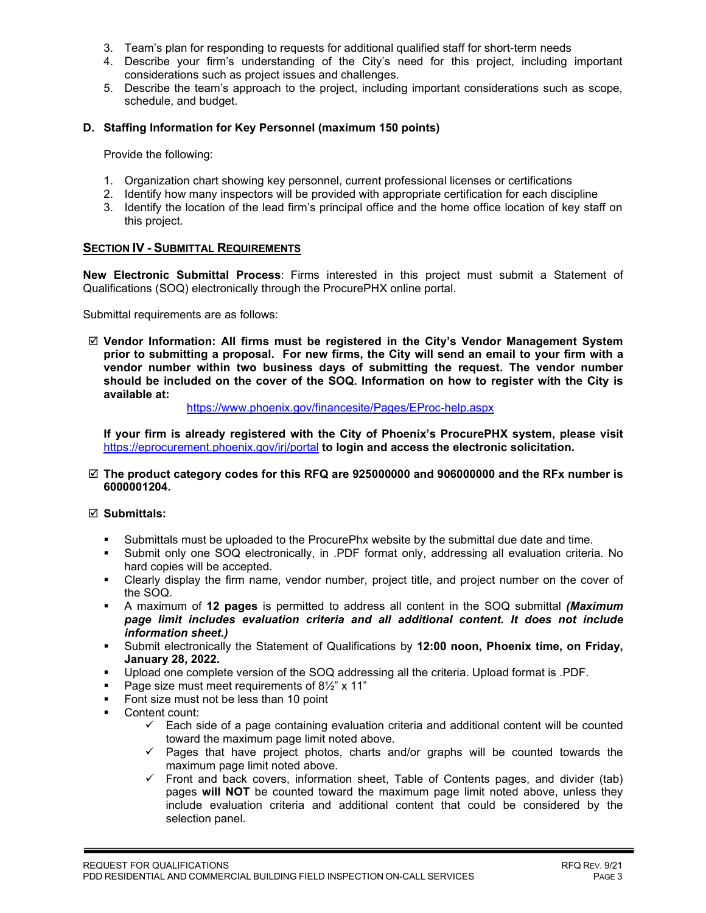3. Team's plan for responding to requests for additional qualified staff for short-term needs
4. Describe your firm's understanding of the City's need for this project, including important considerations such as project issues and challenges.
5. Describe the team's approach to the project, including important considerations such as scope, schedule, and budget.

**D. Staffing Information for Key Personnel (maximum 150 points)**

Provide the following:

1. Organization chart showing key personnel, current professional licenses or certifications
2. Identify how many inspectors will be provided with appropriate certification for each discipline
3. Identify the location of the lead firm's principal office and the home office location of key staff on this project.

## SECTION IV - SUBMITTAL REQUIREMENTS

**New Electronic Submittal Process**: Firms interested in this project must submit a Statement of Qualifications (SOQ) electronically through the ProcurePHX online portal.

Submittal requirements are as follows:

☑ **Vendor Information: All firms must be registered in the City's Vendor Management System prior to submitting a proposal. For new firms, the City will send an email to your firm with a vendor number within two business days of submitting the request. The vendor number should be included on the cover of the SOQ. Information on how to register with the City is available at:**

https://www.phoenix.gov/financesite/Pages/EProc-help.aspx

**If your firm is already registered with the City of Phoenix's ProcurePHX system, please visit** https://eprocurement.phoenix.gov/irj/portal **to login and access the electronic solicitation.**

☑ **The product category codes for this RFQ are 925000000 and 906000000 and the RFx number is 6000001204.**

☑ **Submittals:**

- Submittals must be uploaded to the ProcurePhx website by the submittal due date and time.
- Submit only one SOQ electronically, in .PDF format only, addressing all evaluation criteria. No hard copies will be accepted.
- Clearly display the firm name, vendor number, project title, and project number on the cover of the SOQ.
- A maximum of **12 pages** is permitted to address all content in the SOQ submittal ***(Maximum page limit includes evaluation criteria and all additional content. It does not include information sheet.)***
- Submit electronically the Statement of Qualifications by **12:00 noon, Phoenix time, on Friday, January 28, 2022.**
- Upload one complete version of the SOQ addressing all the criteria. Upload format is .PDF.
- Page size must meet requirements of 8½" x 11"
- Font size must not be less than 10 point
- Content count:
  - ✓ Each side of a page containing evaluation criteria and additional content will be counted toward the maximum page limit noted above.
  - ✓ Pages that have project photos, charts and/or graphs will be counted towards the maximum page limit noted above.
  - ✓ Front and back covers, information sheet, Table of Contents pages, and divider (tab) pages **will NOT** be counted toward the maximum page limit noted above, unless they include evaluation criteria and additional content that could be considered by the selection panel.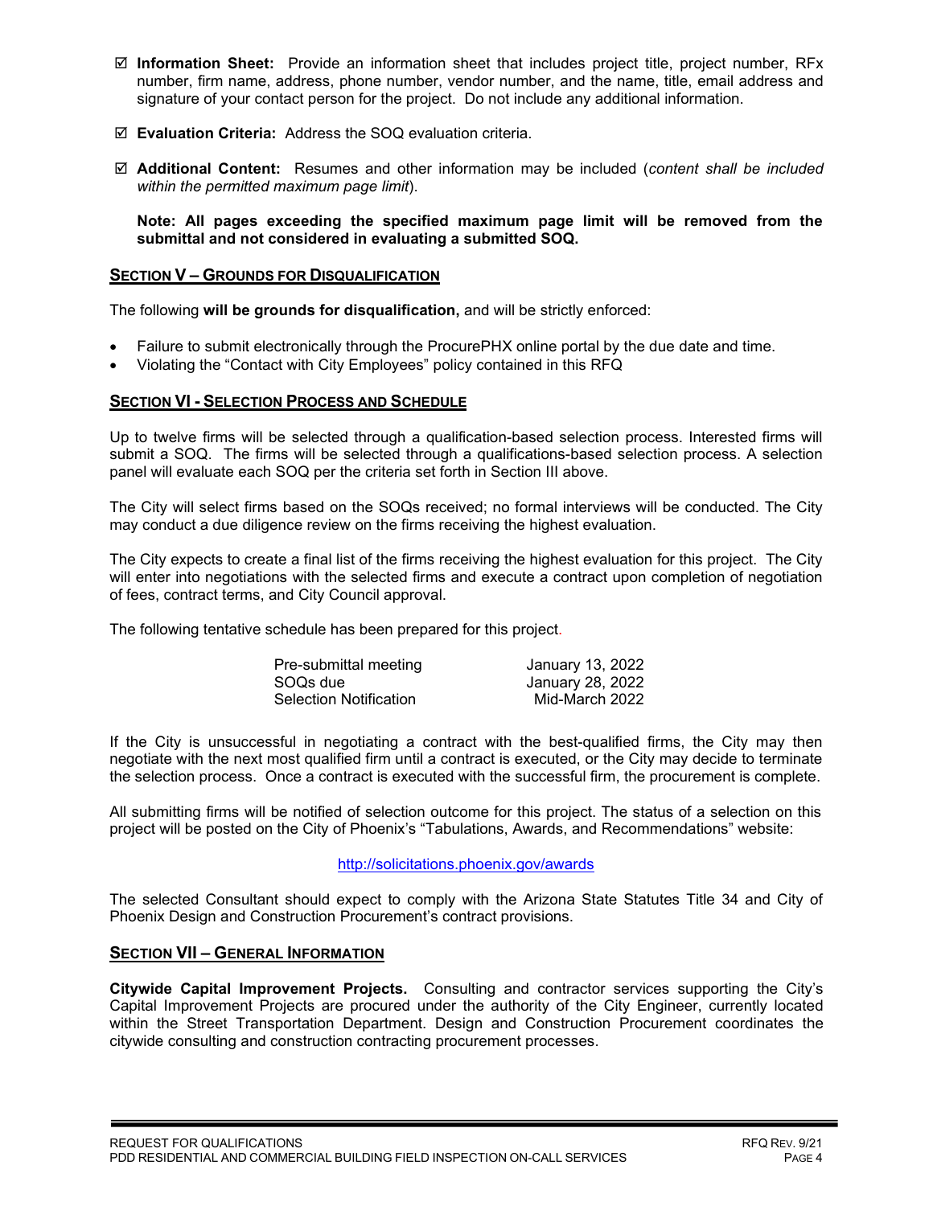- ☑ **Information Sheet:** Provide an information sheet that includes project title, project number, RFx number, firm name, address, phone number, vendor number, and the name, title, email address and signature of your contact person for the project. Do not include any additional information.

- ☑ **Evaluation Criteria:** Address the SOQ evaluation criteria.

- ☑ **Additional Content:** Resumes and other information may be included (*content shall be included within the permitted maximum page limit*).

  **Note: All pages exceeding the specified maximum page limit will be removed from the submittal and not considered in evaluating a submitted SOQ.**

## SECTION V – GROUNDS FOR DISQUALIFICATION

The following **will be grounds for disqualification,** and will be strictly enforced:

- Failure to submit electronically through the ProcurePHX online portal by the due date and time.
- Violating the "Contact with City Employees" policy contained in this RFQ

## SECTION VI - SELECTION PROCESS AND SCHEDULE

Up to twelve firms will be selected through a qualification-based selection process. Interested firms will submit a SOQ. The firms will be selected through a qualifications-based selection process. A selection panel will evaluate each SOQ per the criteria set forth in Section III above.

The City will select firms based on the SOQs received; no formal interviews will be conducted. The City may conduct a due diligence review on the firms receiving the highest evaluation.

The City expects to create a final list of the firms receiving the highest evaluation for this project. The City will enter into negotiations with the selected firms and execute a contract upon completion of negotiation of fees, contract terms, and City Council approval.

The following tentative schedule has been prepared for this project.

| | |
|---|---|
| Pre-submittal meeting | January 13, 2022 |
| SOQs due | January 28, 2022 |
| Selection Notification | Mid-March 2022 |

If the City is unsuccessful in negotiating a contract with the best-qualified firms, the City may then negotiate with the next most qualified firm until a contract is executed, or the City may decide to terminate the selection process. Once a contract is executed with the successful firm, the procurement is complete.

All submitting firms will be notified of selection outcome for this project. The status of a selection on this project will be posted on the City of Phoenix's "Tabulations, Awards, and Recommendations" website:

http://solicitations.phoenix.gov/awards

The selected Consultant should expect to comply with the Arizona State Statutes Title 34 and City of Phoenix Design and Construction Procurement's contract provisions.

## SECTION VII – GENERAL INFORMATION

**Citywide Capital Improvement Projects.** Consulting and contractor services supporting the City's Capital Improvement Projects are procured under the authority of the City Engineer, currently located within the Street Transportation Department. Design and Construction Procurement coordinates the citywide consulting and construction contracting procurement processes.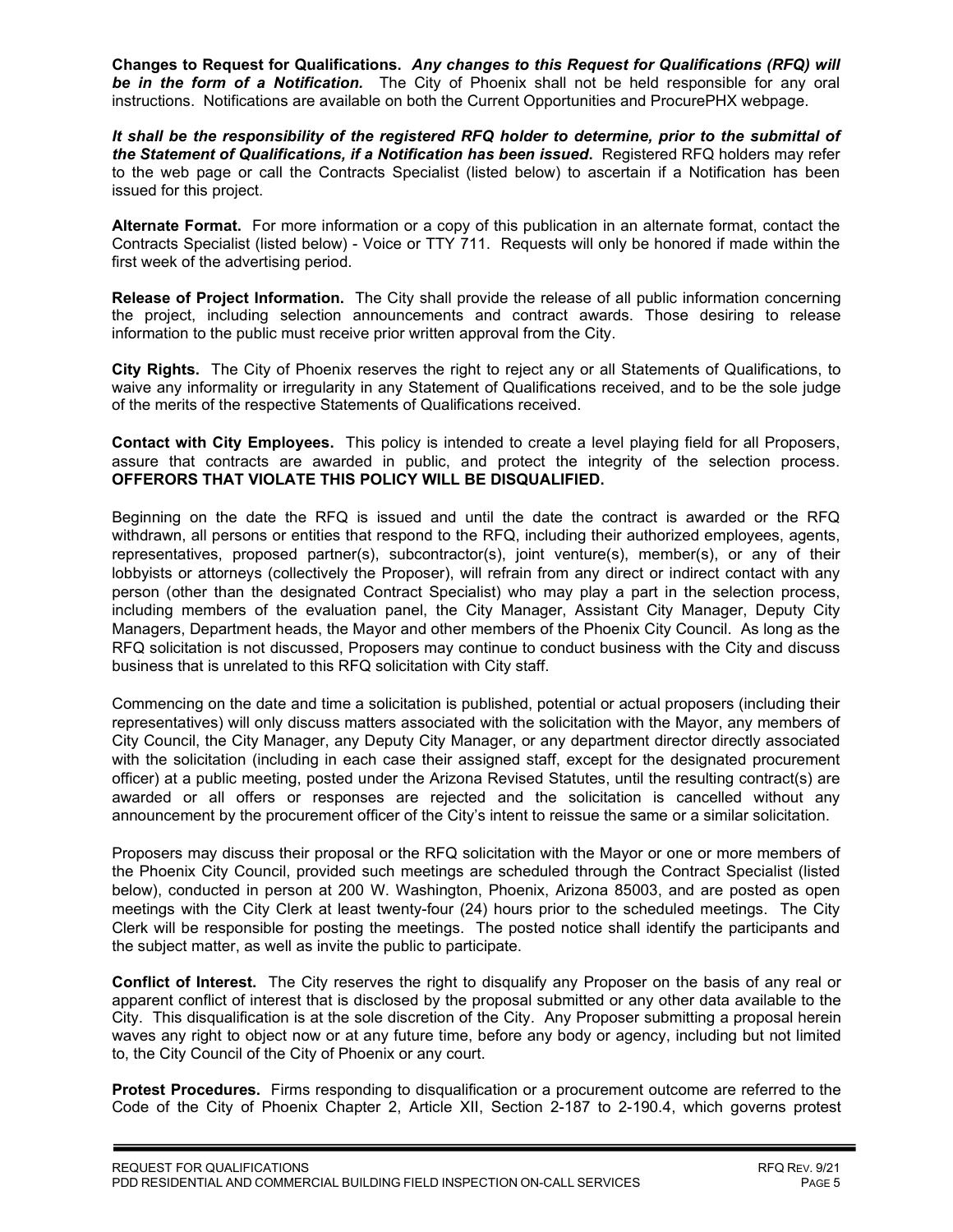**Changes to Request for Qualifications.** ***Any changes to this Request for Qualifications (RFQ) will be in the form of a Notification.*** The City of Phoenix shall not be held responsible for any oral instructions. Notifications are available on both the Current Opportunities and ProcurePHX webpage.

***It shall be the responsibility of the registered RFQ holder to determine, prior to the submittal of the Statement of Qualifications, if a Notification has been issued.*** Registered RFQ holders may refer to the web page or call the Contracts Specialist (listed below) to ascertain if a Notification has been issued for this project.

**Alternate Format.** For more information or a copy of this publication in an alternate format, contact the Contracts Specialist (listed below) - Voice or TTY 711. Requests will only be honored if made within the first week of the advertising period.

**Release of Project Information.** The City shall provide the release of all public information concerning the project, including selection announcements and contract awards. Those desiring to release information to the public must receive prior written approval from the City.

**City Rights.** The City of Phoenix reserves the right to reject any or all Statements of Qualifications, to waive any informality or irregularity in any Statement of Qualifications received, and to be the sole judge of the merits of the respective Statements of Qualifications received.

**Contact with City Employees.** This policy is intended to create a level playing field for all Proposers, assure that contracts are awarded in public, and protect the integrity of the selection process. **OFFERORS THAT VIOLATE THIS POLICY WILL BE DISQUALIFIED.**

Beginning on the date the RFQ is issued and until the date the contract is awarded or the RFQ withdrawn, all persons or entities that respond to the RFQ, including their authorized employees, agents, representatives, proposed partner(s), subcontractor(s), joint venture(s), member(s), or any of their lobbyists or attorneys (collectively the Proposer), will refrain from any direct or indirect contact with any person (other than the designated Contract Specialist) who may play a part in the selection process, including members of the evaluation panel, the City Manager, Assistant City Manager, Deputy City Managers, Department heads, the Mayor and other members of the Phoenix City Council. As long as the RFQ solicitation is not discussed, Proposers may continue to conduct business with the City and discuss business that is unrelated to this RFQ solicitation with City staff.

Commencing on the date and time a solicitation is published, potential or actual proposers (including their representatives) will only discuss matters associated with the solicitation with the Mayor, any members of City Council, the City Manager, any Deputy City Manager, or any department director directly associated with the solicitation (including in each case their assigned staff, except for the designated procurement officer) at a public meeting, posted under the Arizona Revised Statutes, until the resulting contract(s) are awarded or all offers or responses are rejected and the solicitation is cancelled without any announcement by the procurement officer of the City's intent to reissue the same or a similar solicitation.

Proposers may discuss their proposal or the RFQ solicitation with the Mayor or one or more members of the Phoenix City Council, provided such meetings are scheduled through the Contract Specialist (listed below), conducted in person at 200 W. Washington, Phoenix, Arizona 85003, and are posted as open meetings with the City Clerk at least twenty-four (24) hours prior to the scheduled meetings. The City Clerk will be responsible for posting the meetings. The posted notice shall identify the participants and the subject matter, as well as invite the public to participate.

**Conflict of Interest.** The City reserves the right to disqualify any Proposer on the basis of any real or apparent conflict of interest that is disclosed by the proposal submitted or any other data available to the City. This disqualification is at the sole discretion of the City. Any Proposer submitting a proposal herein waves any right to object now or at any future time, before any body or agency, including but not limited to, the City Council of the City of Phoenix or any court.

**Protest Procedures.** Firms responding to disqualification or a procurement outcome are referred to the Code of the City of Phoenix Chapter 2, Article XII, Section 2-187 to 2-190.4, which governs protest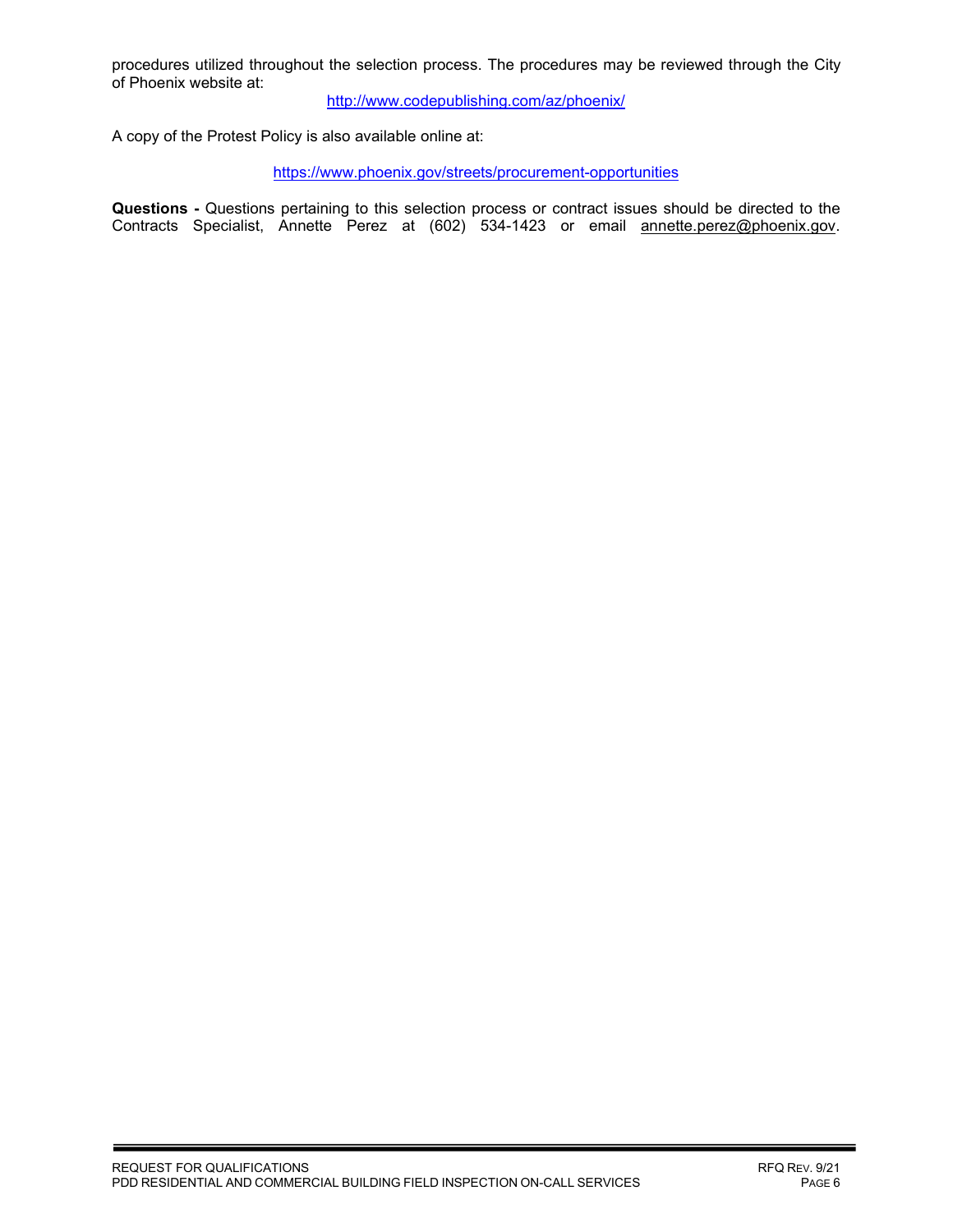procedures utilized throughout the selection process. The procedures may be reviewed through the City of Phoenix website at:

http://www.codepublishing.com/az/phoenix/

A copy of the Protest Policy is also available online at:

https://www.phoenix.gov/streets/procurement-opportunities

**Questions -** Questions pertaining to this selection process or contract issues should be directed to the Contracts Specialist, Annette Perez at (602) 534-1423 or email annette.perez@phoenix.gov.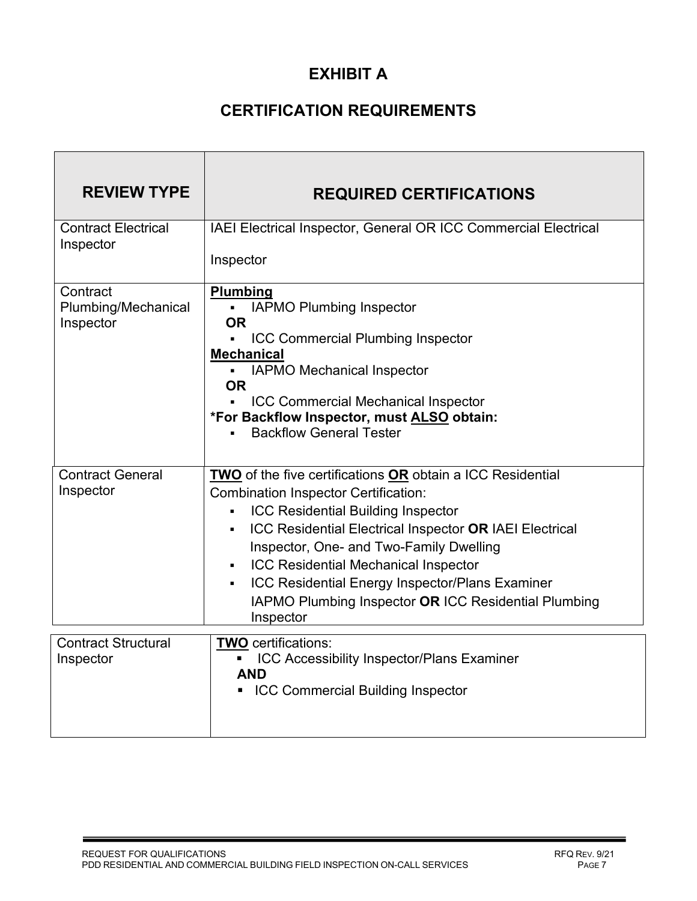# EXHIBIT A

## CERTIFICATION REQUIREMENTS

| REVIEW TYPE | REQUIRED CERTIFICATIONS |
|---|---|
| Contract Electrical Inspector | IAEI Electrical Inspector, General OR ICC Commercial Electrical Inspector |
| Contract Plumbing/Mechanical Inspector | **Plumbing**<br>▪ IAPMO Plumbing Inspector<br>**OR**<br>▪ ICC Commercial Plumbing Inspector<br>**Mechanical**<br>▪ IAPMO Mechanical Inspector<br>**OR**<br>▪ ICC Commercial Mechanical Inspector<br>**\*For Backflow Inspector, must ALSO obtain:**<br>▪ Backflow General Tester |
| Contract General Inspector | **TWO** of the five certifications **OR** obtain a ICC Residential Combination Inspector Certification:<br>▪ ICC Residential Building Inspector<br>▪ ICC Residential Electrical Inspector **OR** IAEI Electrical Inspector, One- and Two-Family Dwelling<br>▪ ICC Residential Mechanical Inspector<br>▪ ICC Residential Energy Inspector/Plans Examiner<br>IAPMO Plumbing Inspector **OR** ICC Residential Plumbing Inspector |
| Contract Structural Inspector | **TWO** certifications:<br>▪ ICC Accessibility Inspector/Plans Examiner<br>**AND**<br>▪ ICC Commercial Building Inspector |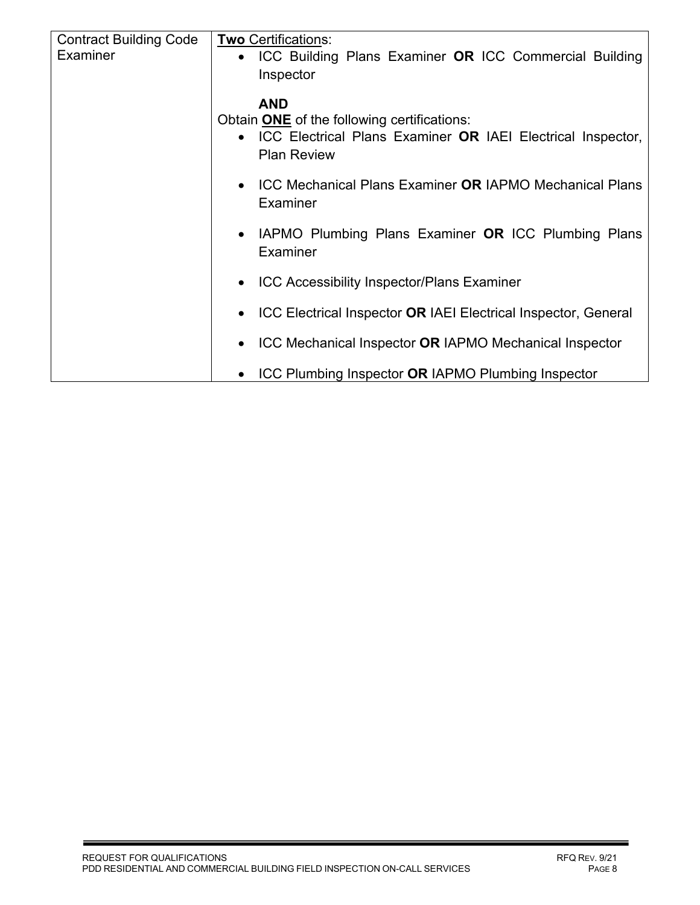| | |
|---|---|
| Contract Building Code Examiner | **<u>Two</u>** <u>Certifications</u>:<br>• ICC Building Plans Examiner **OR** ICC Commercial Building Inspector<br><br>**AND**<br>Obtain **<u>ONE</u>** of the following certifications:<br>• ICC Electrical Plans Examiner **OR** IAEI Electrical Inspector, Plan Review<br>• ICC Mechanical Plans Examiner **OR** IAPMO Mechanical Plans Examiner<br>• IAPMO Plumbing Plans Examiner **OR** ICC Plumbing Plans Examiner<br>• ICC Accessibility Inspector/Plans Examiner<br>• ICC Electrical Inspector **OR** IAEI Electrical Inspector, General<br>• ICC Mechanical Inspector **OR** IAPMO Mechanical Inspector<br>• ICC Plumbing Inspector **OR** IAPMO Plumbing Inspector |